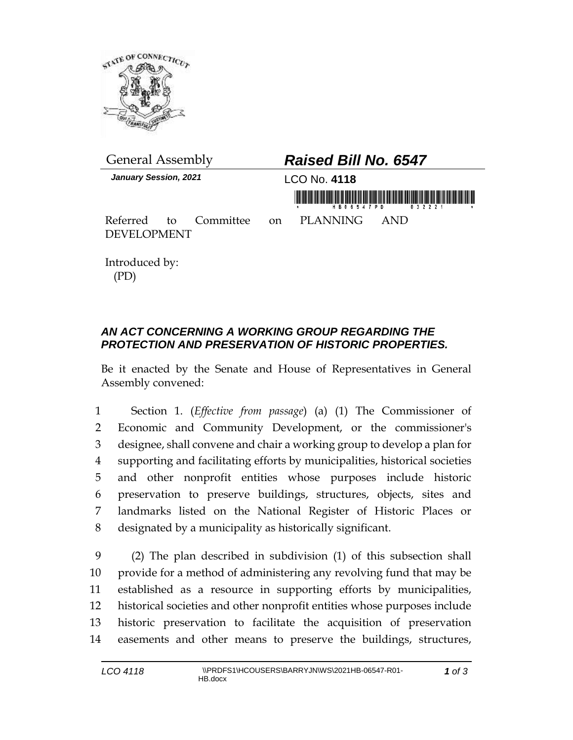General Assembly

***Raised Bill No. 6547***

***January Session, 2021***

LCO No. **4118**

Referred to Committee on PLANNING AND DEVELOPMENT

Introduced by:
(PD)

### *AN ACT CONCERNING A WORKING GROUP REGARDING THE PROTECTION AND PRESERVATION OF HISTORIC PROPERTIES.*

Be it enacted by the Senate and House of Representatives in General Assembly convened:

1 Section 1. (*Effective from passage*) (a) (1) The Commissioner of
2 Economic and Community Development, or the commissioner's
3 designee, shall convene and chair a working group to develop a plan for
4 supporting and facilitating efforts by municipalities, historical societies
5 and other nonprofit entities whose purposes include historic
6 preservation to preserve buildings, structures, objects, sites and
7 landmarks listed on the National Register of Historic Places or
8 designated by a municipality as historically significant.

9 (2) The plan described in subdivision (1) of this subsection shall
10 provide for a method of administering any revolving fund that may be
11 established as a resource in supporting efforts by municipalities,
12 historical societies and other nonprofit entities whose purposes include
13 historic preservation to facilitate the acquisition of preservation
14 easements and other means to preserve the buildings, structures,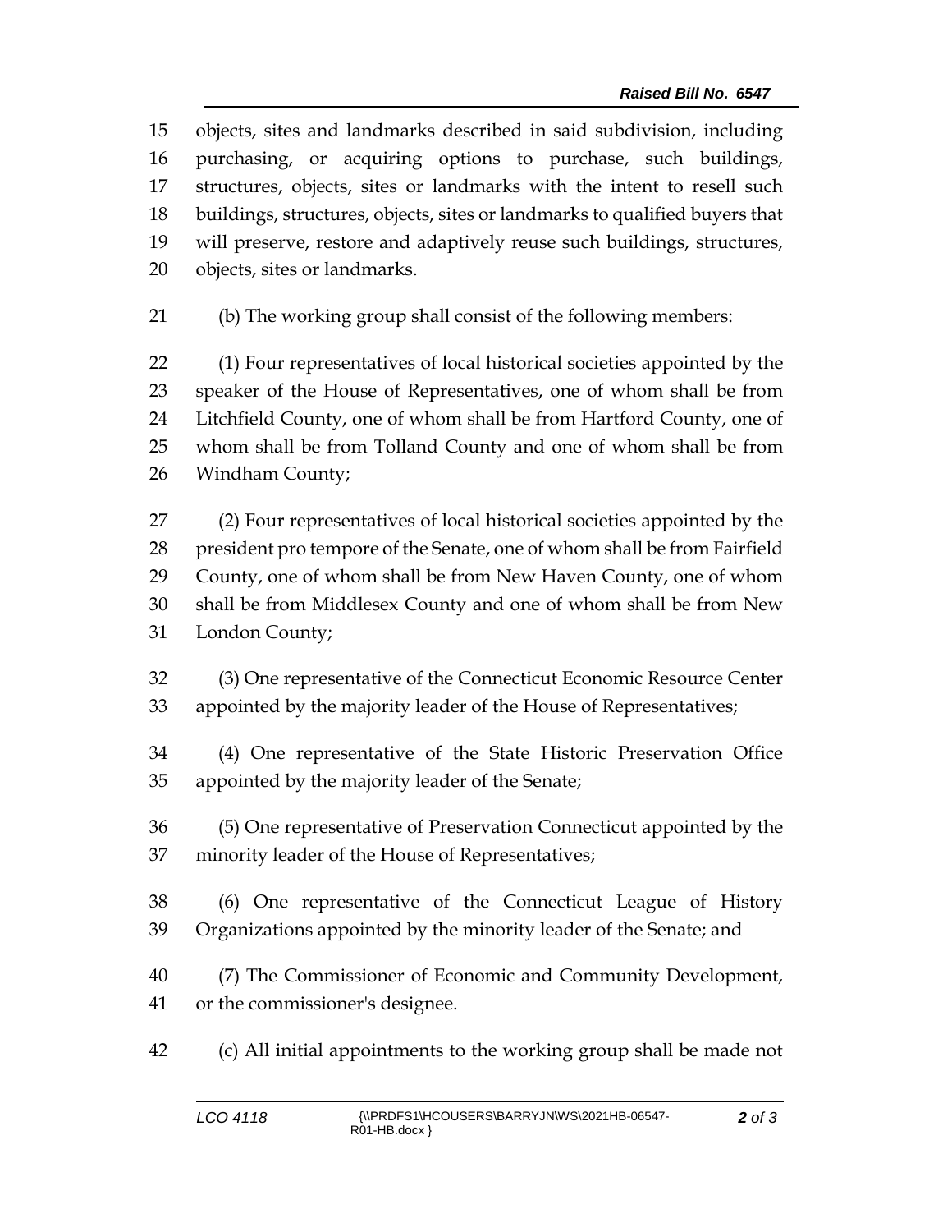objects, sites and landmarks described in said subdivision, including purchasing, or acquiring options to purchase, such buildings, structures, objects, sites or landmarks with the intent to resell such buildings, structures, objects, sites or landmarks to qualified buyers that will preserve, restore and adaptively reuse such buildings, structures, objects, sites or landmarks.

(b) The working group shall consist of the following members:

(1) Four representatives of local historical societies appointed by the speaker of the House of Representatives, one of whom shall be from Litchfield County, one of whom shall be from Hartford County, one of whom shall be from Tolland County and one of whom shall be from Windham County;

(2) Four representatives of local historical societies appointed by the president pro tempore of the Senate, one of whom shall be from Fairfield County, one of whom shall be from New Haven County, one of whom shall be from Middlesex County and one of whom shall be from New London County;

(3) One representative of the Connecticut Economic Resource Center appointed by the majority leader of the House of Representatives;

(4) One representative of the State Historic Preservation Office appointed by the majority leader of the Senate;

(5) One representative of Preservation Connecticut appointed by the minority leader of the House of Representatives;

(6) One representative of the Connecticut League of History Organizations appointed by the minority leader of the Senate; and

(7) The Commissioner of Economic and Community Development, or the commissioner's designee.

(c) All initial appointments to the working group shall be made not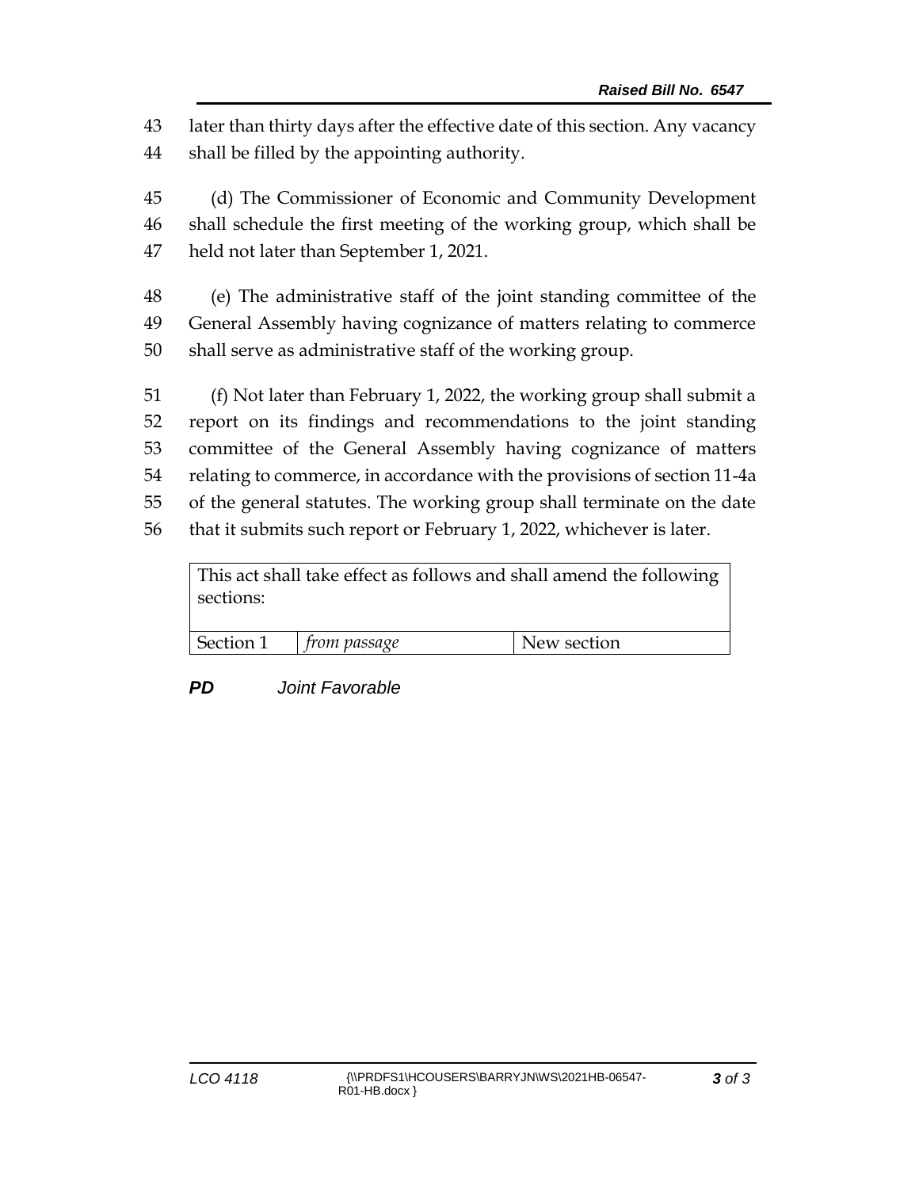later than thirty days after the effective date of this section. Any vacancy shall be filled by the appointing authority.

(d) The Commissioner of Economic and Community Development shall schedule the first meeting of the working group, which shall be held not later than September 1, 2021.

(e) The administrative staff of the joint standing committee of the General Assembly having cognizance of matters relating to commerce shall serve as administrative staff of the working group.

(f) Not later than February 1, 2022, the working group shall submit a report on its findings and recommendations to the joint standing committee of the General Assembly having cognizance of matters relating to commerce, in accordance with the provisions of section 11-4a of the general statutes. The working group shall terminate on the date that it submits such report or February 1, 2022, whichever is later.

| This act shall take effect as follows and shall amend the following sections: | | |
|---|---|---|
| Section 1 | *from passage* | New section |

***PD*** *Joint Favorable*